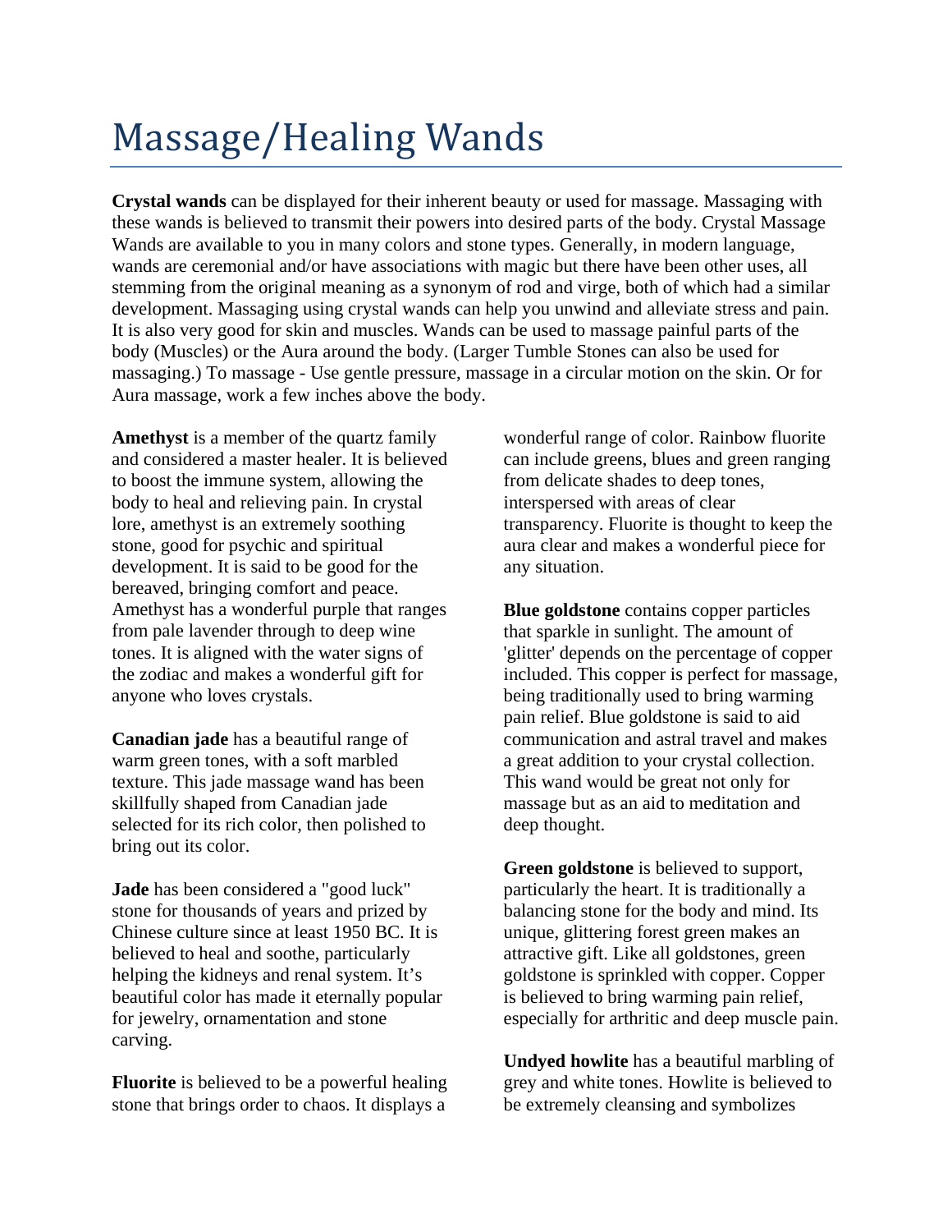# Massage/Healing Wands

**Crystal wands** can be displayed for their inherent beauty or used for massage. Massaging with these wands is believed to transmit their powers into desired parts of the body. Crystal Massage Wands are available to you in many colors and stone types. Generally, in modern language, wands are ceremonial and/or have associations with magic but there have been other uses, all stemming from the original meaning as a synonym of rod and virge, both of which had a similar development. Massaging using crystal wands can help you unwind and alleviate stress and pain. It is also very good for skin and muscles. Wands can be used to massage painful parts of the body (Muscles) or the Aura around the body. (Larger Tumble Stones can also be used for massaging.) To massage - Use gentle pressure, massage in a circular motion on the skin. Or for Aura massage, work a few inches above the body.

**Amethyst** is a member of the quartz family and considered a master healer. It is believed to boost the immune system, allowing the body to heal and relieving pain. In crystal lore, amethyst is an extremely soothing stone, good for psychic and spiritual development. It is said to be good for the bereaved, bringing comfort and peace. Amethyst has a wonderful purple that ranges from pale lavender through to deep wine tones. It is aligned with the water signs of the zodiac and makes a wonderful gift for anyone who loves crystals.

**Canadian jade** has a beautiful range of warm green tones, with a soft marbled texture. This jade massage wand has been skillfully shaped from Canadian jade selected for its rich color, then polished to bring out its color.

**Jade** has been considered a "good luck" stone for thousands of years and prized by Chinese culture since at least 1950 BC. It is believed to heal and soothe, particularly helping the kidneys and renal system. It's beautiful color has made it eternally popular for jewelry, ornamentation and stone carving.

**Fluorite** is believed to be a powerful healing stone that brings order to chaos. It displays a wonderful range of color. Rainbow fluorite can include greens, blues and green ranging from delicate shades to deep tones, interspersed with areas of clear transparency. Fluorite is thought to keep the aura clear and makes a wonderful piece for any situation.

**Blue goldstone** contains copper particles that sparkle in sunlight. The amount of 'glitter' depends on the percentage of copper included. This copper is perfect for massage, being traditionally used to bring warming pain relief. Blue goldstone is said to aid communication and astral travel and makes a great addition to your crystal collection. This wand would be great not only for massage but as an aid to meditation and deep thought.

**Green goldstone** is believed to support, particularly the heart. It is traditionally a balancing stone for the body and mind. Its unique, glittering forest green makes an attractive gift. Like all goldstones, green goldstone is sprinkled with copper. Copper is believed to bring warming pain relief, especially for arthritic and deep muscle pain.

**Undyed howlite** has a beautiful marbling of grey and white tones. Howlite is believed to be extremely cleansing and symbolizes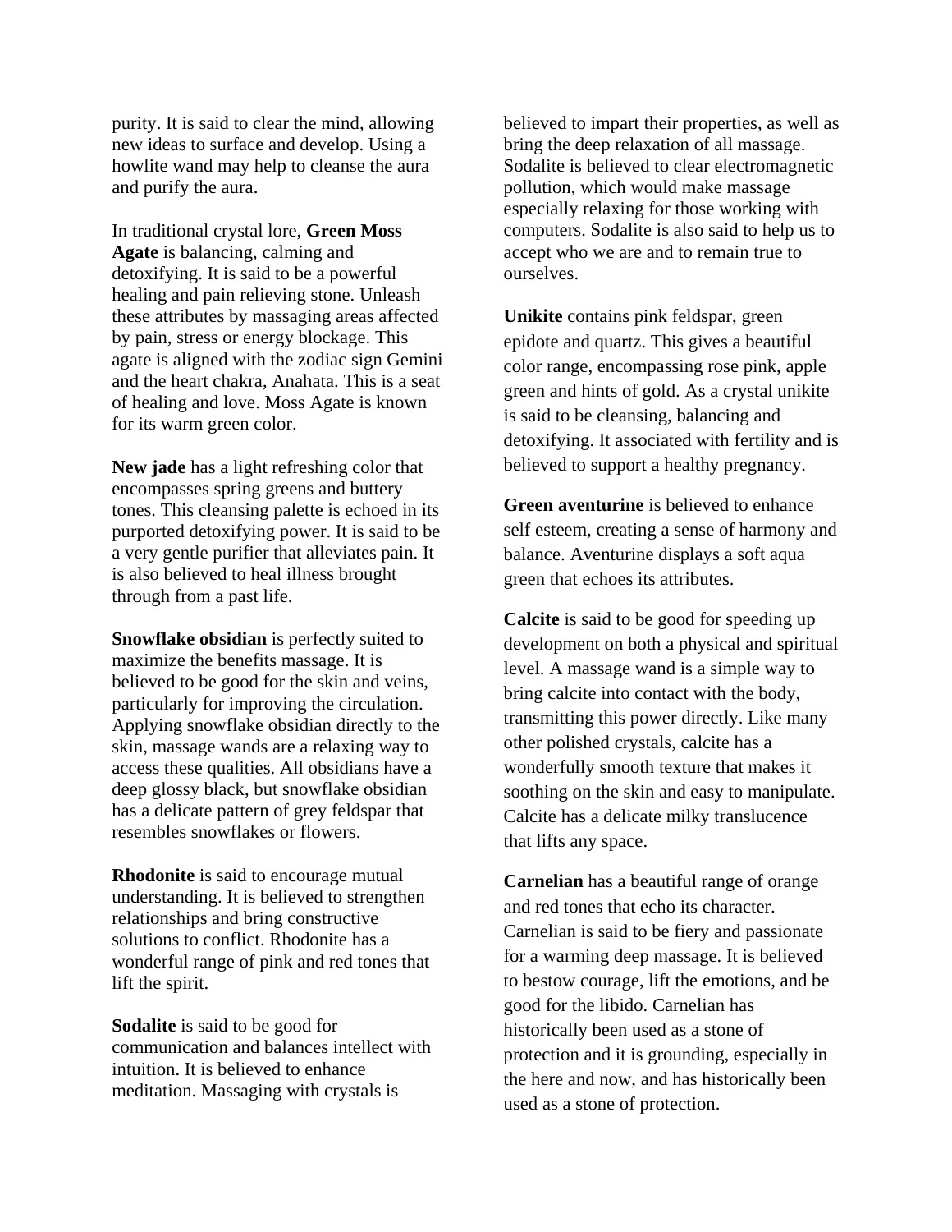purity. It is said to clear the mind, allowing new ideas to surface and develop. Using a howlite wand may help to cleanse the aura and purify the aura.

In traditional crystal lore, **Green Moss Agate** is balancing, calming and detoxifying. It is said to be a powerful healing and pain relieving stone. Unleash these attributes by massaging areas affected by pain, stress or energy blockage. This agate is aligned with the zodiac sign Gemini and the heart chakra, Anahata. This is a seat of healing and love. Moss Agate is known for its warm green color.

**New jade** has a light refreshing color that encompasses spring greens and buttery tones. This cleansing palette is echoed in its purported detoxifying power. It is said to be a very gentle purifier that alleviates pain. It is also believed to heal illness brought through from a past life.

**Snowflake obsidian** is perfectly suited to maximize the benefits massage. It is believed to be good for the skin and veins, particularly for improving the circulation. Applying snowflake obsidian directly to the skin, massage wands are a relaxing way to access these qualities. All obsidians have a deep glossy black, but snowflake obsidian has a delicate pattern of grey feldspar that resembles snowflakes or flowers.

**Rhodonite** is said to encourage mutual understanding. It is believed to strengthen relationships and bring constructive solutions to conflict. Rhodonite has a wonderful range of pink and red tones that lift the spirit.

**Sodalite** is said to be good for communication and balances intellect with intuition. It is believed to enhance meditation. Massaging with crystals is believed to impart their properties, as well as bring the deep relaxation of all massage. Sodalite is believed to clear electromagnetic pollution, which would make massage especially relaxing for those working with computers. Sodalite is also said to help us to accept who we are and to remain true to ourselves.

**Unikite** contains pink feldspar, green epidote and quartz. This gives a beautiful color range, encompassing rose pink, apple green and hints of gold. As a crystal unikite is said to be cleansing, balancing and detoxifying. It associated with fertility and is believed to support a healthy pregnancy.

**Green aventurine** is believed to enhance self esteem, creating a sense of harmony and balance. Aventurine displays a soft aqua green that echoes its attributes.

**Calcite** is said to be good for speeding up development on both a physical and spiritual level. A massage wand is a simple way to bring calcite into contact with the body, transmitting this power directly. Like many other polished crystals, calcite has a wonderfully smooth texture that makes it soothing on the skin and easy to manipulate. Calcite has a delicate milky translucence that lifts any space.

**Carnelian** has a beautiful range of orange and red tones that echo its character. Carnelian is said to be fiery and passionate for a warming deep massage. It is believed to bestow courage, lift the emotions, and be good for the libido. Carnelian has historically been used as a stone of protection and it is grounding, especially in the here and now, and has historically been used as a stone of protection.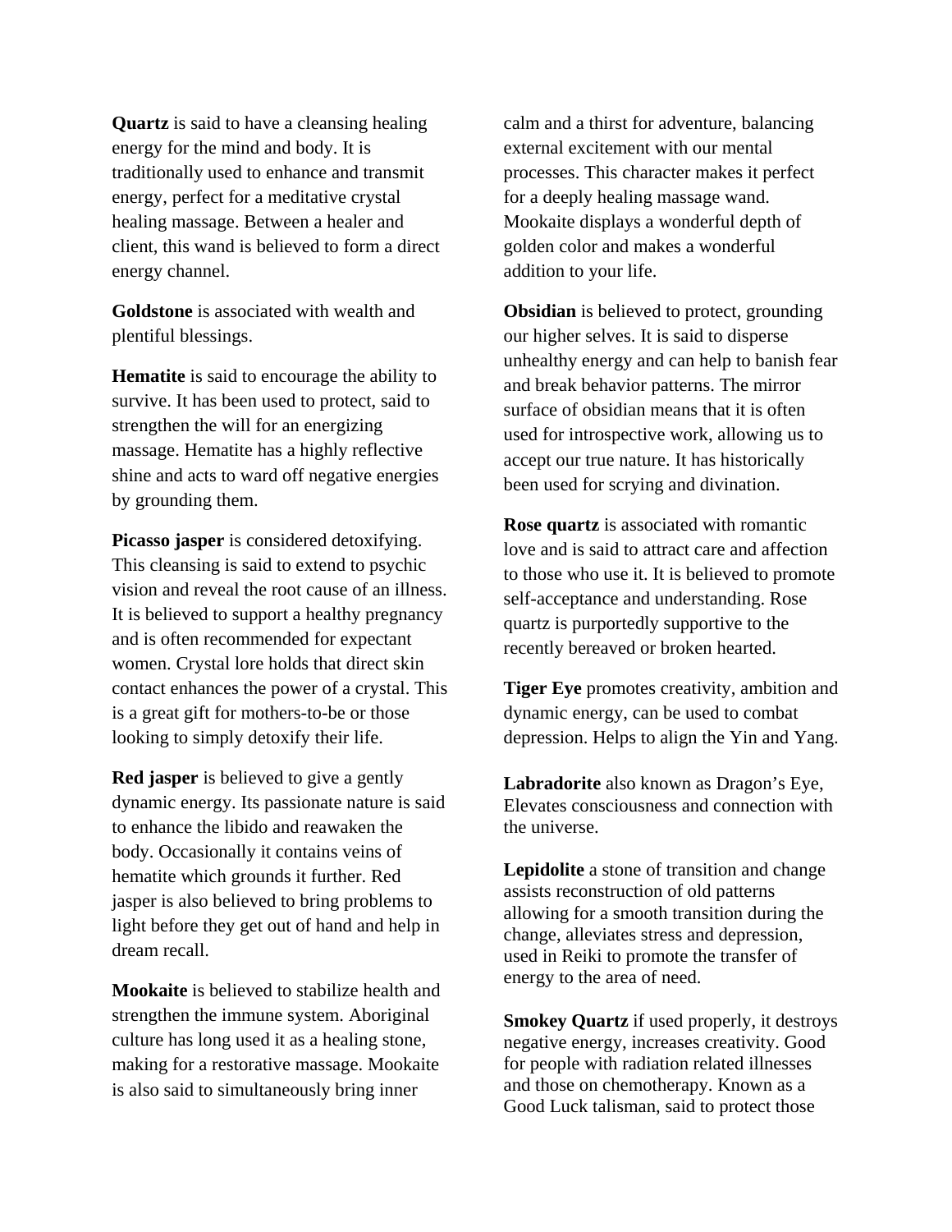**Quartz** is said to have a cleansing healing energy for the mind and body. It is traditionally used to enhance and transmit energy, perfect for a meditative crystal healing massage. Between a healer and client, this wand is believed to form a direct energy channel.

**Goldstone** is associated with wealth and plentiful blessings.

**Hematite** is said to encourage the ability to survive. It has been used to protect, said to strengthen the will for an energizing massage. Hematite has a highly reflective shine and acts to ward off negative energies by grounding them.

**Picasso jasper** is considered detoxifying. This cleansing is said to extend to psychic vision and reveal the root cause of an illness. It is believed to support a healthy pregnancy and is often recommended for expectant women. Crystal lore holds that direct skin contact enhances the power of a crystal. This is a great gift for mothers-to-be or those looking to simply detoxify their life.

**Red jasper** is believed to give a gently dynamic energy. Its passionate nature is said to enhance the libido and reawaken the body. Occasionally it contains veins of hematite which grounds it further. Red jasper is also believed to bring problems to light before they get out of hand and help in dream recall.

**Mookaite** is believed to stabilize health and strengthen the immune system. Aboriginal culture has long used it as a healing stone, making for a restorative massage. Mookaite is also said to simultaneously bring inner calm and a thirst for adventure, balancing external excitement with our mental processes. This character makes it perfect for a deeply healing massage wand. Mookaite displays a wonderful depth of golden color and makes a wonderful addition to your life.

**Obsidian** is believed to protect, grounding our higher selves. It is said to disperse unhealthy energy and can help to banish fear and break behavior patterns. The mirror surface of obsidian means that it is often used for introspective work, allowing us to accept our true nature. It has historically been used for scrying and divination.

**Rose quartz** is associated with romantic love and is said to attract care and affection to those who use it. It is believed to promote self-acceptance and understanding. Rose quartz is purportedly supportive to the recently bereaved or broken hearted.

**Tiger Eye** promotes creativity, ambition and dynamic energy, can be used to combat depression. Helps to align the Yin and Yang.

**Labradorite** also known as Dragon's Eye, Elevates consciousness and connection with the universe.

**Lepidolite** a stone of transition and change assists reconstruction of old patterns allowing for a smooth transition during the change, alleviates stress and depression, used in Reiki to promote the transfer of energy to the area of need.

**Smokey Quartz** if used properly, it destroys negative energy, increases creativity. Good for people with radiation related illnesses and those on chemotherapy. Known as a Good Luck talisman, said to protect those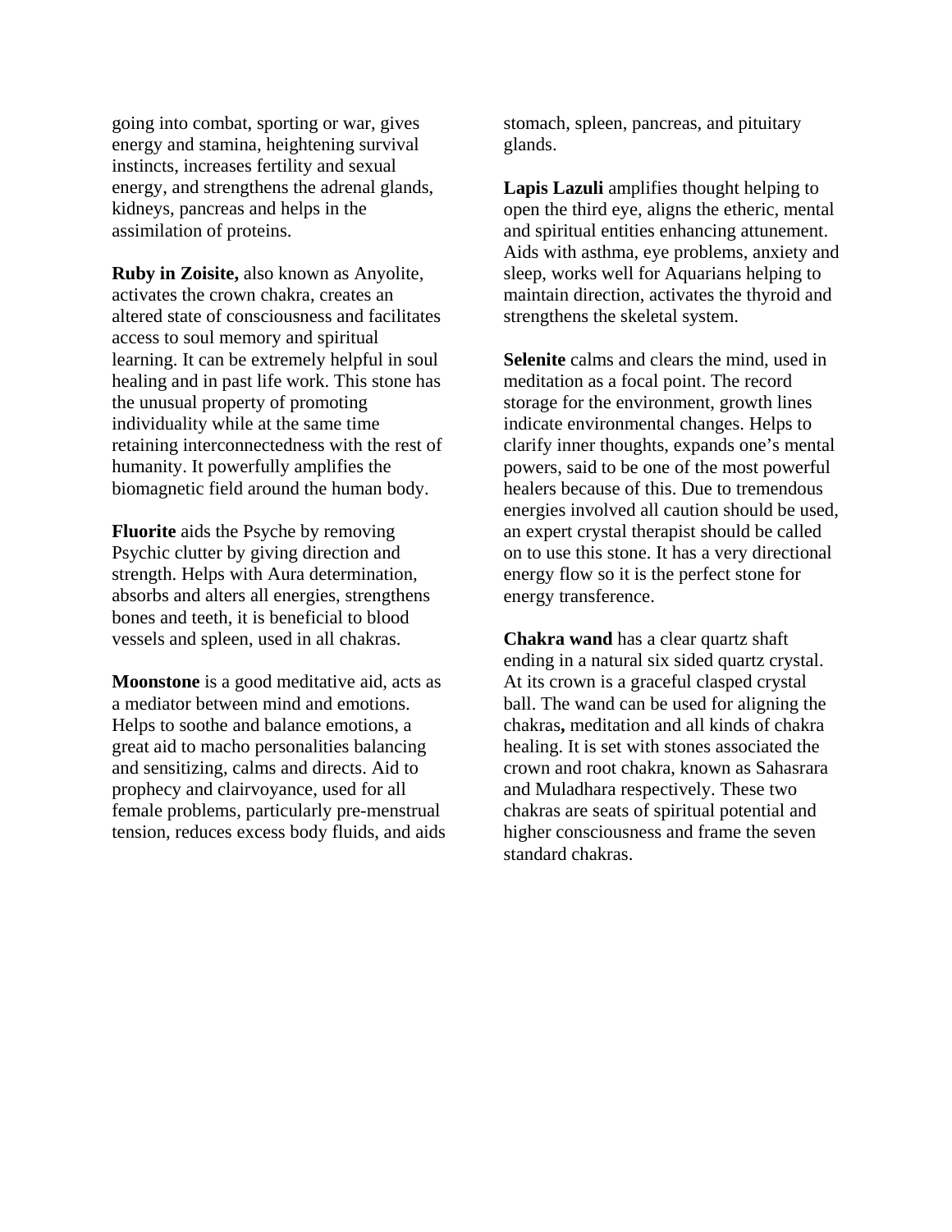going into combat, sporting or war, gives energy and stamina, heightening survival instincts, increases fertility and sexual energy, and strengthens the adrenal glands, kidneys, pancreas and helps in the assimilation of proteins.

**Ruby in Zoisite,** also known as Anyolite, activates the crown chakra, creates an altered state of consciousness and facilitates access to soul memory and spiritual learning. It can be extremely helpful in soul healing and in past life work. This stone has the unusual property of promoting individuality while at the same time retaining interconnectedness with the rest of humanity. It powerfully amplifies the biomagnetic field around the human body.

**Fluorite** aids the Psyche by removing Psychic clutter by giving direction and strength. Helps with Aura determination, absorbs and alters all energies, strengthens bones and teeth, it is beneficial to blood vessels and spleen, used in all chakras.

**Moonstone** is a good meditative aid, acts as a mediator between mind and emotions. Helps to soothe and balance emotions, a great aid to macho personalities balancing and sensitizing, calms and directs. Aid to prophecy and clairvoyance, used for all female problems, particularly pre-menstrual tension, reduces excess body fluids, and aids stomach, spleen, pancreas, and pituitary glands.

**Lapis Lazuli** amplifies thought helping to open the third eye, aligns the etheric, mental and spiritual entities enhancing attunement. Aids with asthma, eye problems, anxiety and sleep, works well for Aquarians helping to maintain direction, activates the thyroid and strengthens the skeletal system.

**Selenite** calms and clears the mind, used in meditation as a focal point. The record storage for the environment, growth lines indicate environmental changes. Helps to clarify inner thoughts, expands one's mental powers, said to be one of the most powerful healers because of this. Due to tremendous energies involved all caution should be used, an expert crystal therapist should be called on to use this stone. It has a very directional energy flow so it is the perfect stone for energy transference.

**Chakra wand** has a clear quartz shaft ending in a natural six sided quartz crystal. At its crown is a graceful clasped crystal ball. The wand can be used for aligning the chakras**,** meditation and all kinds of chakra healing. It is set with stones associated the crown and root chakra, known as Sahasrara and Muladhara respectively. These two chakras are seats of spiritual potential and higher consciousness and frame the seven standard chakras.